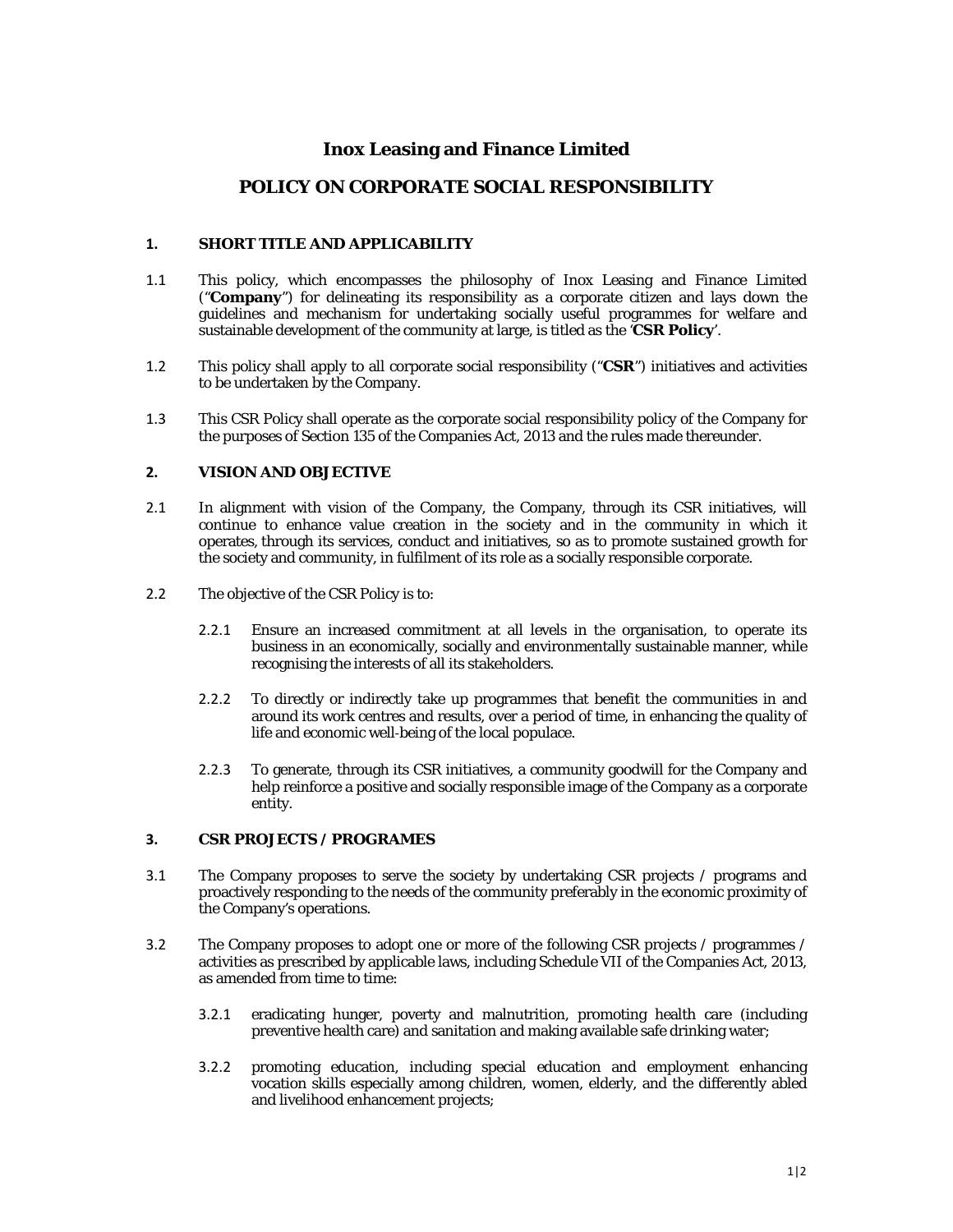# Inox Leasing and Finance Limited

# POLICY ON CORPORATE SOCIAL RESPONSIBILITY

## 1. SHORT TITLE AND APPLICABILITY

1.1 This policy, which encompasses the philosophy of Inox Leasing and Finance Limited ("**Company**") for delineating its responsibility as a corporate citizen and lays down the guidelines and mechanism for undertaking socially useful programmes for welfare and sustainable development of the community at large, is titled as the '**CSR Policy**'.

1.2 This policy shall apply to all corporate social responsibility ("**CSR**") initiatives and activities to be undertaken by the Company.

1.3 This CSR Policy shall operate as the corporate social responsibility policy of the Company for the purposes of Section 135 of the Companies Act, 2013 and the rules made thereunder.

## 2. VISION AND OBJECTIVE

2.1 In alignment with vision of the Company, the Company, through its CSR initiatives, will continue to enhance value creation in the society and in the community in which it operates, through its services, conduct and initiatives, so as to promote sustained growth for the society and community, in fulfilment of its role as a socially responsible corporate.

2.2 The objective of the CSR Policy is to:

2.2.1 Ensure an increased commitment at all levels in the organisation, to operate its business in an economically, socially and environmentally sustainable manner, while recognising the interests of all its stakeholders.

2.2.2 To directly or indirectly take up programmes that benefit the communities in and around its work centres and results, over a period of time, in enhancing the quality of life and economic well-being of the local populace.

2.2.3 To generate, through its CSR initiatives, a community goodwill for the Company and help reinforce a positive and socially responsible image of the Company as a corporate entity.

## 3. CSR PROJECTS / PROGRAMES

3.1 The Company proposes to serve the society by undertaking CSR projects / programs and proactively responding to the needs of the community preferably in the economic proximity of the Company's operations.

3.2 The Company proposes to adopt one or more of the following CSR projects / programmes / activities as prescribed by applicable laws, including Schedule VII of the Companies Act, 2013, as amended from time to time:

3.2.1 eradicating hunger, poverty and malnutrition, promoting health care (including preventive health care) and sanitation and making available safe drinking water;

3.2.2 promoting education, including special education and employment enhancing vocation skills especially among children, women, elderly, and the differently abled and livelihood enhancement projects;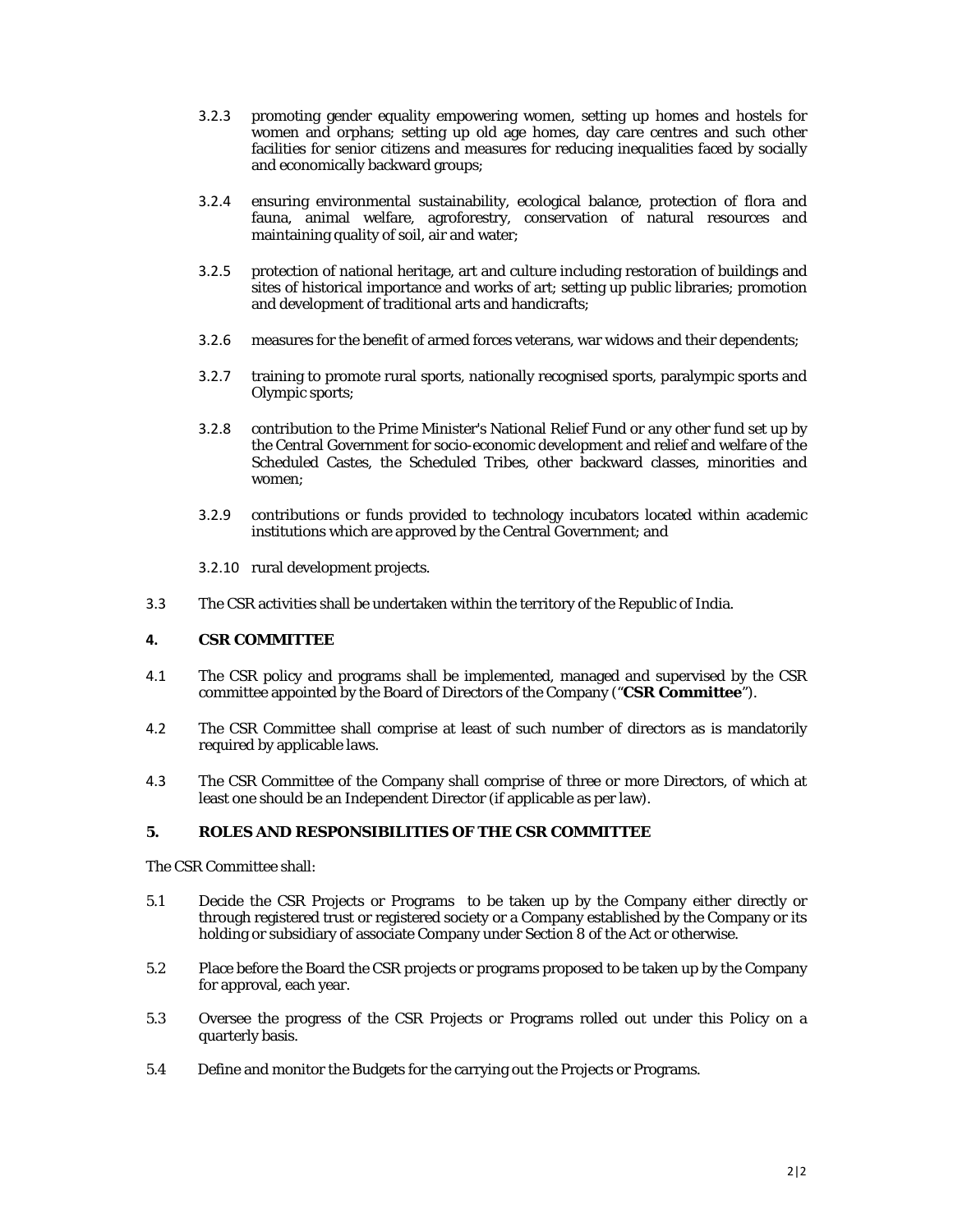3.2.3 promoting gender equality empowering women, setting up homes and hostels for women and orphans; setting up old age homes, day care centres and such other facilities for senior citizens and measures for reducing inequalities faced by socially and economically backward groups;

3.2.4 ensuring environmental sustainability, ecological balance, protection of flora and fauna, animal welfare, agroforestry, conservation of natural resources and maintaining quality of soil, air and water;

3.2.5 protection of national heritage, art and culture including restoration of buildings and sites of historical importance and works of art; setting up public libraries; promotion and development of traditional arts and handicrafts;

3.2.6 measures for the benefit of armed forces veterans, war widows and their dependents;

3.2.7 training to promote rural sports, nationally recognised sports, paralympic sports and Olympic sports;

3.2.8 contribution to the Prime Minister's National Relief Fund or any other fund set up by the Central Government for socio-economic development and relief and welfare of the Scheduled Castes, the Scheduled Tribes, other backward classes, minorities and women;

3.2.9 contributions or funds provided to technology incubators located within academic institutions which are approved by the Central Government; and

3.2.10 rural development projects.

3.3 The CSR activities shall be undertaken within the territory of the Republic of India.

## 4. CSR COMMITTEE

4.1 The CSR policy and programs shall be implemented, managed and supervised by the CSR committee appointed by the Board of Directors of the Company ("**CSR Committee**").

4.2 The CSR Committee shall comprise at least of such number of directors as is mandatorily required by applicable laws.

4.3 The CSR Committee of the Company shall comprise of three or more Directors, of which at least one should be an Independent Director (if applicable as per law).

## 5. ROLES AND RESPONSIBILITIES OF THE CSR COMMITTEE

The CSR Committee shall:

5.1 Decide the CSR Projects or Programs to be taken up by the Company either directly or through registered trust or registered society or a Company established by the Company or its holding or subsidiary of associate Company under Section 8 of the Act or otherwise.

5.2 Place before the Board the CSR projects or programs proposed to be taken up by the Company for approval, each year.

5.3 Oversee the progress of the CSR Projects or Programs rolled out under this Policy on a quarterly basis.

5.4 Define and monitor the Budgets for the carrying out the Projects or Programs.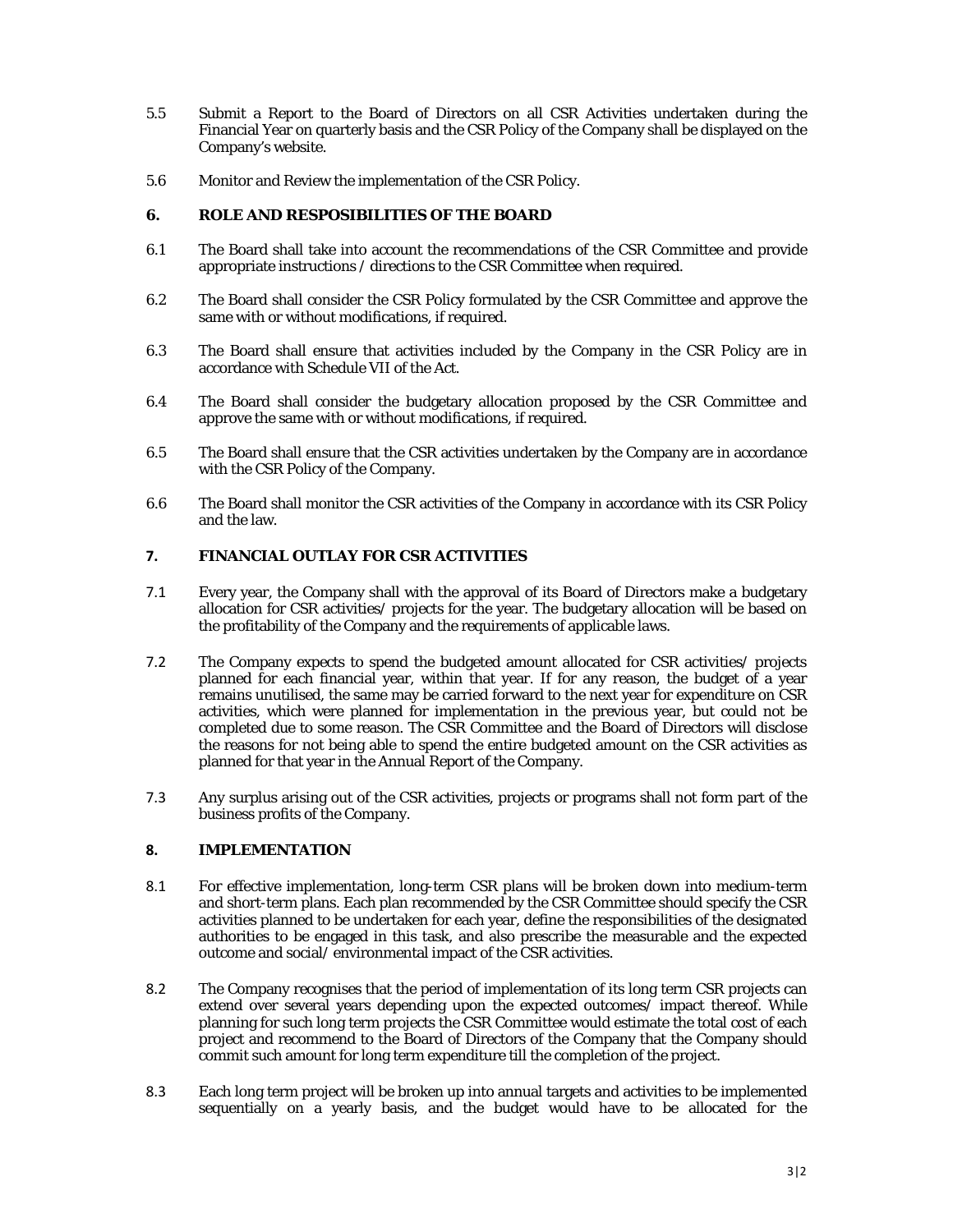5.5 Submit a Report to the Board of Directors on all CSR Activities undertaken during the Financial Year on quarterly basis and the CSR Policy of the Company shall be displayed on the Company's website.

5.6 Monitor and Review the implementation of the CSR Policy.

## 6. ROLE AND RESPOSIBILITIES OF THE BOARD

6.1 The Board shall take into account the recommendations of the CSR Committee and provide appropriate instructions / directions to the CSR Committee when required.

6.2 The Board shall consider the CSR Policy formulated by the CSR Committee and approve the same with or without modifications, if required.

6.3 The Board shall ensure that activities included by the Company in the CSR Policy are in accordance with Schedule VII of the Act.

6.4 The Board shall consider the budgetary allocation proposed by the CSR Committee and approve the same with or without modifications, if required.

6.5 The Board shall ensure that the CSR activities undertaken by the Company are in accordance with the CSR Policy of the Company.

6.6 The Board shall monitor the CSR activities of the Company in accordance with its CSR Policy and the law.

## 7. FINANCIAL OUTLAY FOR CSR ACTIVITIES

7.1 Every year, the Company shall with the approval of its Board of Directors make a budgetary allocation for CSR activities/ projects for the year. The budgetary allocation will be based on the profitability of the Company and the requirements of applicable laws.

7.2 The Company expects to spend the budgeted amount allocated for CSR activities/ projects planned for each financial year, within that year. If for any reason, the budget of a year remains unutilised, the same may be carried forward to the next year for expenditure on CSR activities, which were planned for implementation in the previous year, but could not be completed due to some reason. The CSR Committee and the Board of Directors will disclose the reasons for not being able to spend the entire budgeted amount on the CSR activities as planned for that year in the Annual Report of the Company.

7.3 Any surplus arising out of the CSR activities, projects or programs shall not form part of the business profits of the Company.

## 8. IMPLEMENTATION

8.1 For effective implementation, long-term CSR plans will be broken down into medium-term and short-term plans. Each plan recommended by the CSR Committee should specify the CSR activities planned to be undertaken for each year, define the responsibilities of the designated authorities to be engaged in this task, and also prescribe the measurable and the expected outcome and social/ environmental impact of the CSR activities.

8.2 The Company recognises that the period of implementation of its long term CSR projects can extend over several years depending upon the expected outcomes/ impact thereof. While planning for such long term projects the CSR Committee would estimate the total cost of each project and recommend to the Board of Directors of the Company that the Company should commit such amount for long term expenditure till the completion of the project.

8.3 Each long term project will be broken up into annual targets and activities to be implemented sequentially on a yearly basis, and the budget would have to be allocated for the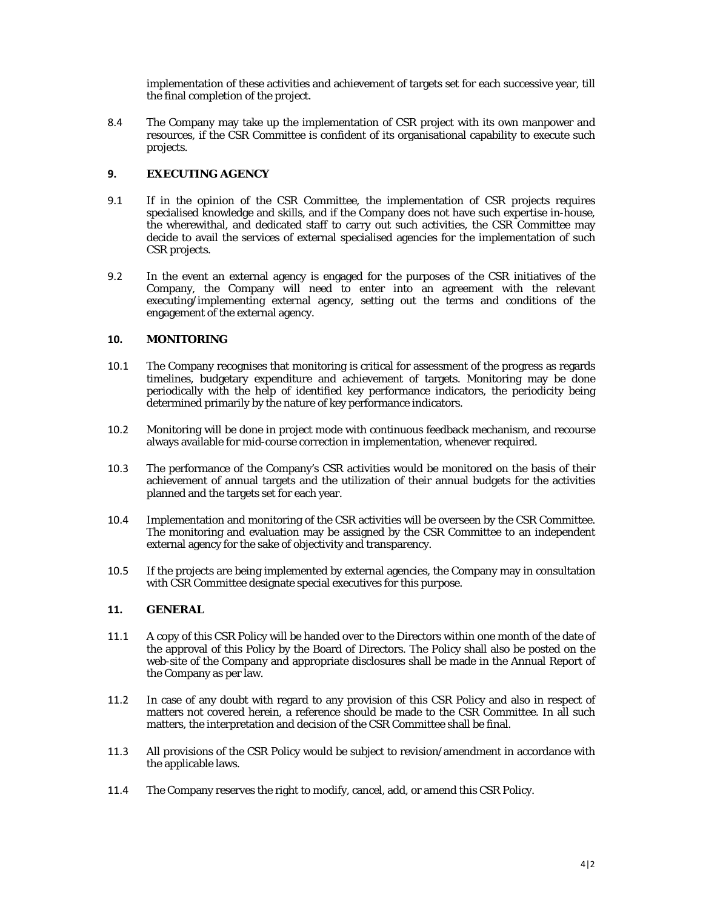implementation of these activities and achievement of targets set for each successive year, till the final completion of the project.

8.4 The Company may take up the implementation of CSR project with its own manpower and resources, if the CSR Committee is confident of its organisational capability to execute such projects.

## 9. EXECUTING AGENCY

9.1 If in the opinion of the CSR Committee, the implementation of CSR projects requires specialised knowledge and skills, and if the Company does not have such expertise in-house, the wherewithal, and dedicated staff to carry out such activities, the CSR Committee may decide to avail the services of external specialised agencies for the implementation of such CSR projects.

9.2 In the event an external agency is engaged for the purposes of the CSR initiatives of the Company, the Company will need to enter into an agreement with the relevant executing/implementing external agency, setting out the terms and conditions of the engagement of the external agency.

## 10. MONITORING

10.1 The Company recognises that monitoring is critical for assessment of the progress as regards timelines, budgetary expenditure and achievement of targets. Monitoring may be done periodically with the help of identified key performance indicators, the periodicity being determined primarily by the nature of key performance indicators.

10.2 Monitoring will be done in project mode with continuous feedback mechanism, and recourse always available for mid-course correction in implementation, whenever required.

10.3 The performance of the Company's CSR activities would be monitored on the basis of their achievement of annual targets and the utilization of their annual budgets for the activities planned and the targets set for each year.

10.4 Implementation and monitoring of the CSR activities will be overseen by the CSR Committee. The monitoring and evaluation may be assigned by the CSR Committee to an independent external agency for the sake of objectivity and transparency.

10.5 If the projects are being implemented by external agencies, the Company may in consultation with CSR Committee designate special executives for this purpose.

## 11. GENERAL

11.1 A copy of this CSR Policy will be handed over to the Directors within one month of the date of the approval of this Policy by the Board of Directors. The Policy shall also be posted on the web-site of the Company and appropriate disclosures shall be made in the Annual Report of the Company as per law.

11.2 In case of any doubt with regard to any provision of this CSR Policy and also in respect of matters not covered herein, a reference should be made to the CSR Committee. In all such matters, the interpretation and decision of the CSR Committee shall be final.

11.3 All provisions of the CSR Policy would be subject to revision/amendment in accordance with the applicable laws.

11.4 The Company reserves the right to modify, cancel, add, or amend this CSR Policy.